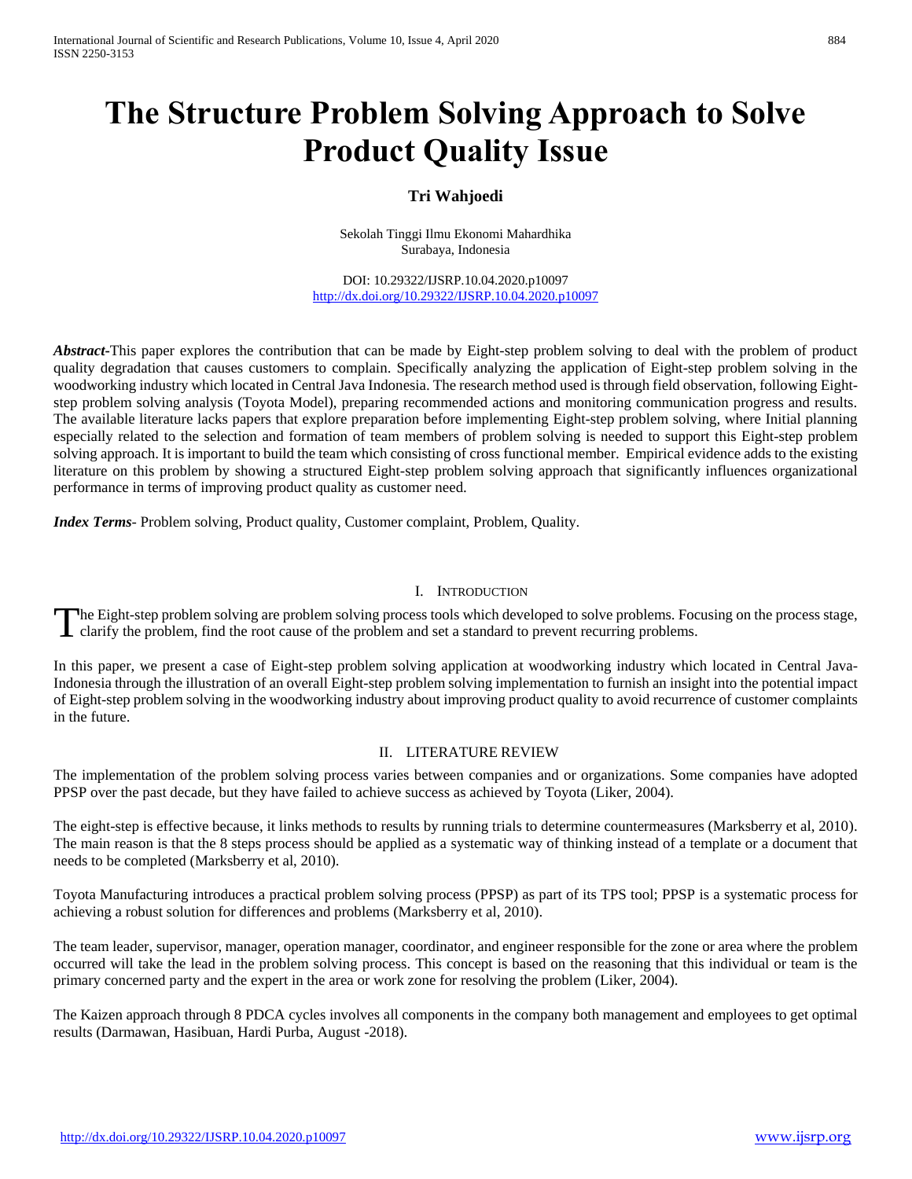# The Structure Problem Solving Approach to Solve Product Quality Issue

**Tri Wahjoedi**

Sekolah Tinggi Ilmu Ekonomi Mahardhika
Surabaya, Indonesia

DOI: 10.29322/IJSRP.10.04.2020.p10097
http://dx.doi.org/10.29322/IJSRP.10.04.2020.p10097

***Abstract***-This paper explores the contribution that can be made by Eight-step problem solving to deal with the problem of product quality degradation that causes customers to complain. Specifically analyzing the application of Eight-step problem solving in the woodworking industry which located in Central Java Indonesia. The research method used is through field observation, following Eight-step problem solving analysis (Toyota Model), preparing recommended actions and monitoring communication progress and results. The available literature lacks papers that explore preparation before implementing Eight-step problem solving, where Initial planning especially related to the selection and formation of team members of problem solving is needed to support this Eight-step problem solving approach. It is important to build the team which consisting of cross functional member. Empirical evidence adds to the existing literature on this problem by showing a structured Eight-step problem solving approach that significantly influences organizational performance in terms of improving product quality as customer need.

***Index Terms***- Problem solving, Product quality, Customer complaint, Problem, Quality.

## I. Introduction

The Eight-step problem solving are problem solving process tools which developed to solve problems. Focusing on the process stage, clarify the problem, find the root cause of the problem and set a standard to prevent recurring problems.

In this paper, we present a case of Eight-step problem solving application at woodworking industry which located in Central Java-Indonesia through the illustration of an overall Eight-step problem solving implementation to furnish an insight into the potential impact of Eight-step problem solving in the woodworking industry about improving product quality to avoid recurrence of customer complaints in the future.

## II. Literature Review

The implementation of the problem solving process varies between companies and or organizations. Some companies have adopted PPSP over the past decade, but they have failed to achieve success as achieved by Toyota (Liker, 2004).

The eight-step is effective because, it links methods to results by running trials to determine countermeasures (Marksberry et al, 2010). The main reason is that the 8 steps process should be applied as a systematic way of thinking instead of a template or a document that needs to be completed (Marksberry et al, 2010).

Toyota Manufacturing introduces a practical problem solving process (PPSP) as part of its TPS tool; PPSP is a systematic process for achieving a robust solution for differences and problems (Marksberry et al, 2010).

The team leader, supervisor, manager, operation manager, coordinator, and engineer responsible for the zone or area where the problem occurred will take the lead in the problem solving process. This concept is based on the reasoning that this individual or team is the primary concerned party and the expert in the area or work zone for resolving the problem (Liker, 2004).

The Kaizen approach through 8 PDCA cycles involves all components in the company both management and employees to get optimal results (Darmawan, Hasibuan, Hardi Purba, August -2018).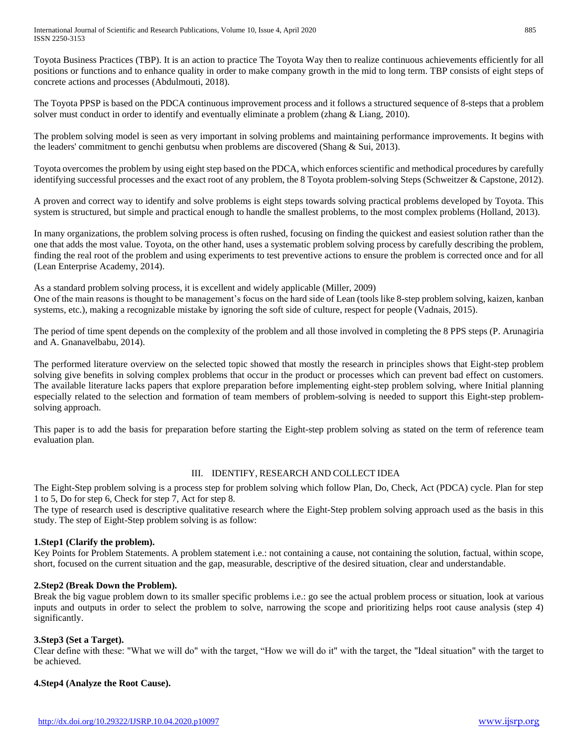Toyota Business Practices (TBP). It is an action to practice The Toyota Way then to realize continuous achievements efficiently for all positions or functions and to enhance quality in order to make company growth in the mid to long term. TBP consists of eight steps of concrete actions and processes (Abdulmouti, 2018).

The Toyota PPSP is based on the PDCA continuous improvement process and it follows a structured sequence of 8-steps that a problem solver must conduct in order to identify and eventually eliminate a problem (zhang & Liang, 2010).

The problem solving model is seen as very important in solving problems and maintaining performance improvements. It begins with the leaders' commitment to genchi genbutsu when problems are discovered (Shang & Sui, 2013).

Toyota overcomes the problem by using eight step based on the PDCA, which enforces scientific and methodical procedures by carefully identifying successful processes and the exact root of any problem, the 8 Toyota problem-solving Steps (Schweitzer & Capstone, 2012).

A proven and correct way to identify and solve problems is eight steps towards solving practical problems developed by Toyota. This system is structured, but simple and practical enough to handle the smallest problems, to the most complex problems (Holland, 2013).

In many organizations, the problem solving process is often rushed, focusing on finding the quickest and easiest solution rather than the one that adds the most value. Toyota, on the other hand, uses a systematic problem solving process by carefully describing the problem, finding the real root of the problem and using experiments to test preventive actions to ensure the problem is corrected once and for all (Lean Enterprise Academy, 2014).

As a standard problem solving process, it is excellent and widely applicable (Miller, 2009)
One of the main reasons is thought to be management's focus on the hard side of Lean (tools like 8-step problem solving, kaizen, kanban systems, etc.), making a recognizable mistake by ignoring the soft side of culture, respect for people (Vadnais, 2015).

The period of time spent depends on the complexity of the problem and all those involved in completing the 8 PPS steps (P. Arunagiria and A. Gnanavelbabu, 2014).

The performed literature overview on the selected topic showed that mostly the research in principles shows that Eight-step problem solving give benefits in solving complex problems that occur in the product or processes which can prevent bad effect on customers. The available literature lacks papers that explore preparation before implementing eight-step problem solving, where Initial planning especially related to the selection and formation of team members of problem-solving is needed to support this Eight-step problem-solving approach.

This paper is to add the basis for preparation before starting the Eight-step problem solving as stated on the term of reference team evaluation plan.

## III. IDENTIFY, RESEARCH AND COLLECT IDEA

The Eight-Step problem solving is a process step for problem solving which follow Plan, Do, Check, Act (PDCA) cycle. Plan for step 1 to 5, Do for step 6, Check for step 7, Act for step 8.
The type of research used is descriptive qualitative research where the Eight-Step problem solving approach used as the basis in this study. The step of Eight-Step problem solving is as follow:

**1.Step1 (Clarify the problem).**
Key Points for Problem Statements. A problem statement i.e.: not containing a cause, not containing the solution, factual, within scope, short, focused on the current situation and the gap, measurable, descriptive of the desired situation, clear and understandable.

**2.Step2 (Break Down the Problem).**
Break the big vague problem down to its smaller specific problems i.e.: go see the actual problem process or situation, look at various inputs and outputs in order to select the problem to solve, narrowing the scope and prioritizing helps root cause analysis (step 4) significantly.

**3.Step3 (Set a Target).**
Clear define with these: "What we will do" with the target, "How we will do it" with the target, the "Ideal situation" with the target to be achieved.

**4.Step4 (Analyze the Root Cause).**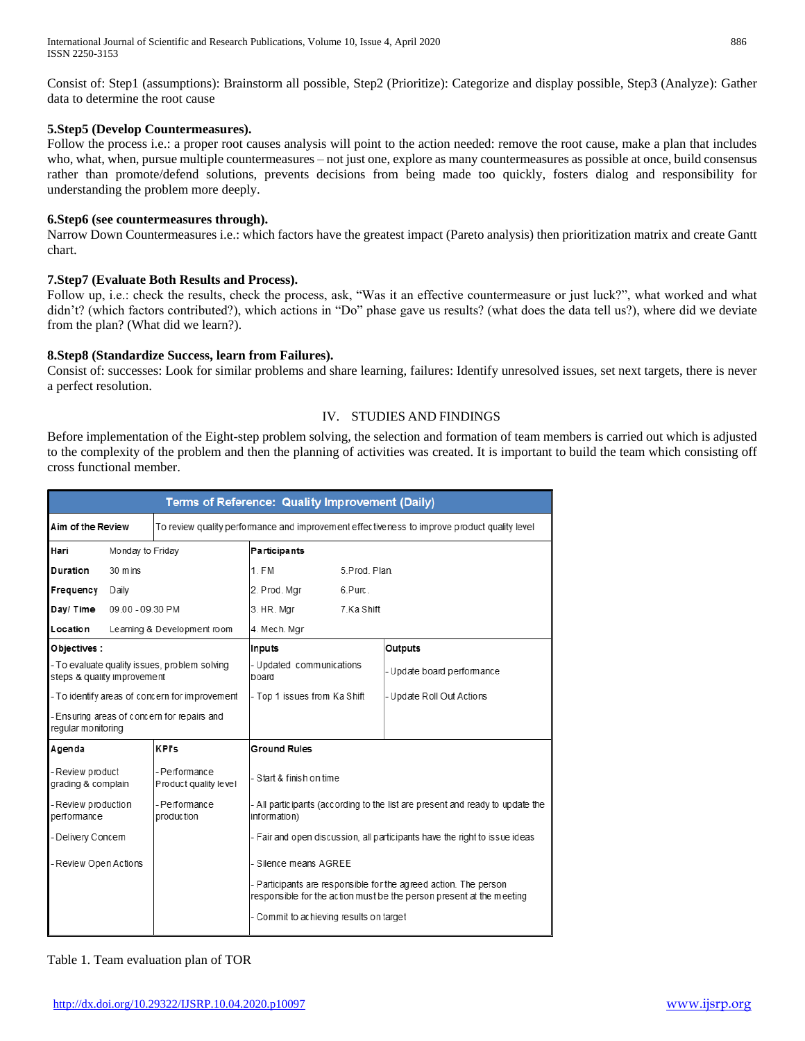Consist of: Step1 (assumptions): Brainstorm all possible, Step2 (Prioritize): Categorize and display possible, Step3 (Analyze): Gather data to determine the root cause

**5.Step5 (Develop Countermeasures).**

Follow the process i.e.: a proper root causes analysis will point to the action needed: remove the root cause, make a plan that includes who, what, when, pursue multiple countermeasures – not just one, explore as many countermeasures as possible at once, build consensus rather than promote/defend solutions, prevents decisions from being made too quickly, fosters dialog and responsibility for understanding the problem more deeply.

**6.Step6 (see countermeasures through).**

Narrow Down Countermeasures i.e.: which factors have the greatest impact (Pareto analysis) then prioritization matrix and create Gantt chart.

**7.Step7 (Evaluate Both Results and Process).**

Follow up, i.e.: check the results, check the process, ask, "Was it an effective countermeasure or just luck?", what worked and what didn't? (which factors contributed?), which actions in "Do" phase gave us results? (what does the data tell us?), where did we deviate from the plan? (What did we learn?).

**8.Step8 (Standardize Success, learn from Failures).**

Consist of: successes: Look for similar problems and share learning, failures: Identify unresolved issues, set next targets, there is never a perfect resolution.

## IV. STUDIES AND FINDINGS

Before implementation of the Eight-step problem solving, the selection and formation of team members is carried out which is adjusted to the complexity of the problem and then the planning of activities was created. It is important to build the team which consisting off cross functional member.

| Terms of Reference: Quality Improvement (Daily) | | | |
|---|---|---|---|
| **Aim of the Review** | To review quality performance and improvement effectiveness to improve product quality level | | |
| **Hari**: Monday to Friday<br>**Duration**: 30 mins<br>**Frequency**: Daily<br>**Day/ Time**: 09.00 - 09.30 PM<br>**Location**: Learning & Development room | | **Participants**<br>1. FM<br>2. Prod. Mgr<br>3. HR. Mgr<br>4. Mech. Mgr<br>5.Prod. Plan<br>6.Purc.<br>7.Ka Shift | |
| **Objectives :**<br>- To evaluate quality issues, problem solving steps & quality improvement<br>- To identify areas of concern for improvement<br>- Ensuring areas of concern for repairs and regular monitoring | | **Inputs**<br>- Updated communications board<br>- Top 1 issues from Ka Shift | **Outputs**<br>- Update board performance<br>- Update Roll Out Actions |
| **Agenda** | **KPI's** | **Ground Rules** | |
| - Review product grading & complain | - Performance Product quality level | - Start & finish on time | |
| - Review production performance | - Performance production | - All participants (according to the list are present and ready to update the information) | |
| - Delivery Concern | | - Fair and open discussion, all participants have the right to issue ideas | |
| - Review Open Actions | | - Silence means AGREE | |
| | | - Participants are responsible for the agreed action. The person responsible for the action must be the person present at the meeting | |
| | | - Commit to achieving results on target | |

Table 1. Team evaluation plan of TOR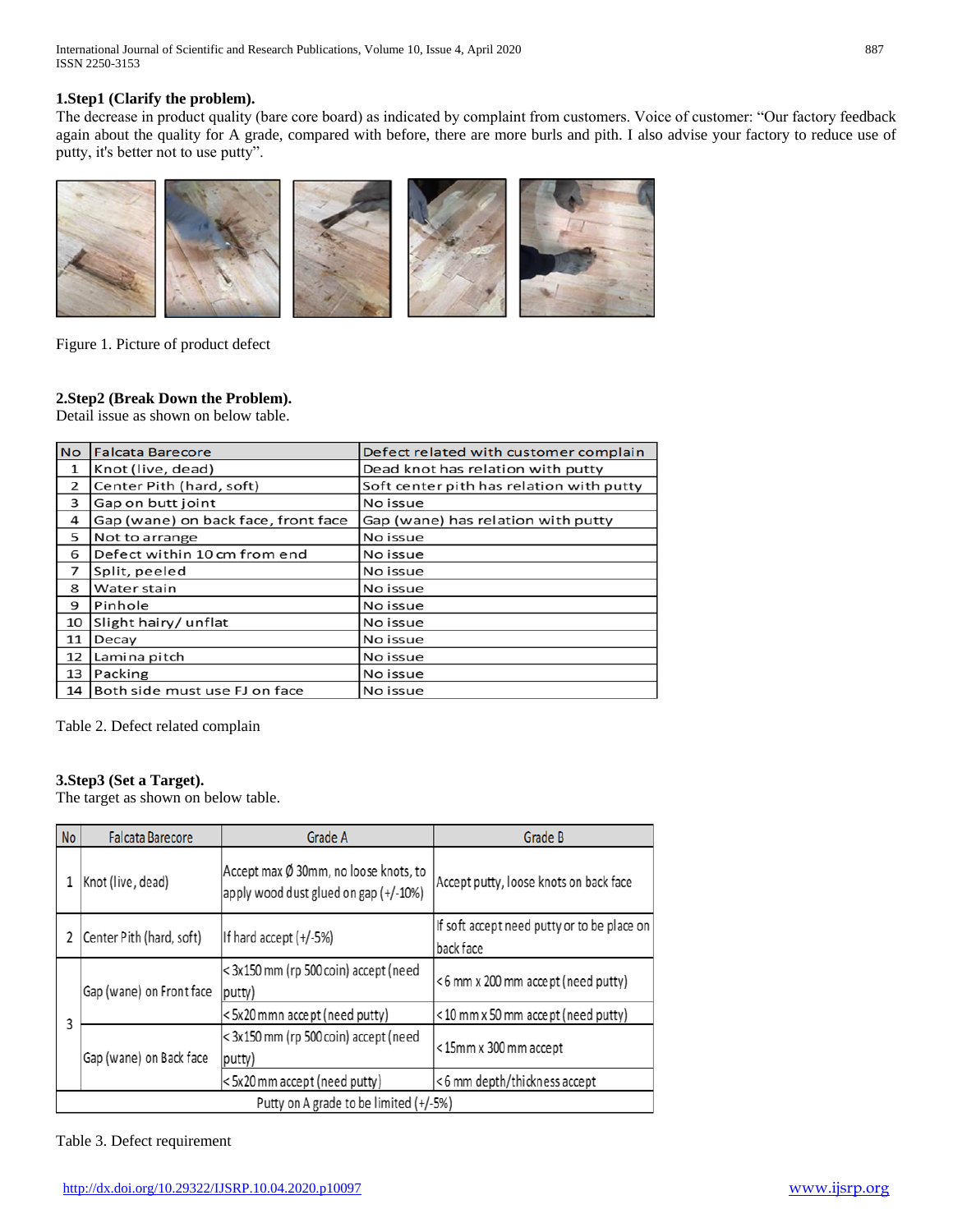### 1.Step1 (Clarify the problem).

The decrease in product quality (bare core board) as indicated by complaint from customers. Voice of customer: "Our factory feedback again about the quality for A grade, compared with before, there are more burls and pith. I also advise your factory to reduce use of putty, it's better not to use putty".

Figure 1. Picture of product defect

### 2.Step2 (Break Down the Problem).

Detail issue as shown on below table.

| No | Falcata Barecore | Defect related with customer complain |
|---|---|---|
| 1 | Knot (live, dead) | Dead knot has relation with putty |
| 2 | Center Pith (hard, soft) | Soft center pith has relation with putty |
| 3 | Gap on butt joint | No issue |
| 4 | Gap (wane) on back face, front face | Gap (wane) has relation with putty |
| 5 | Not to arrange | No issue |
| 6 | Defect within 10 cm from end | No issue |
| 7 | Split, peeled | No issue |
| 8 | Water stain | No issue |
| 9 | Pinhole | No issue |
| 10 | Slight hairy/ unflat | No issue |
| 11 | Decay | No issue |
| 12 | Lamina pitch | No issue |
| 13 | Packing | No issue |
| 14 | Both side must use FJ on face | No issue |

Table 2. Defect related complain

### 3.Step3 (Set a Target).

The target as shown on below table.

| No | Falcata Barecore | Grade A | Grade B |
|---|---|---|---|
| 1 | Knot (live, dead) | Accept max Ø 30mm, no loose knots, to apply wood dust glued on gap (+/-10%) | Accept putty, loose knots on back face |
| 2 | Center Pith (hard, soft) | If hard accept (+/-5%) | If soft accept need putty or to be place on back face |
| 3 | Gap (wane) on Front face | < 3x150 mm (rp 500 coin) accept (need putty) | < 6 mm x 200 mm accept (need putty) |
| | | < 5x20 mmn accept (need putty) | < 10 mm x 50 mm accept (need putty) |
| | Gap (wane) on Back face | < 3x150 mm (rp 500 coin) accept (need putty) | < 15mm x 300 mm accept |
| | | < 5x20 mm accept (need putty) | < 6 mm depth/thickness accept |
| Putty on A grade to be limited (+/-5%) | | | |

Table 3. Defect requirement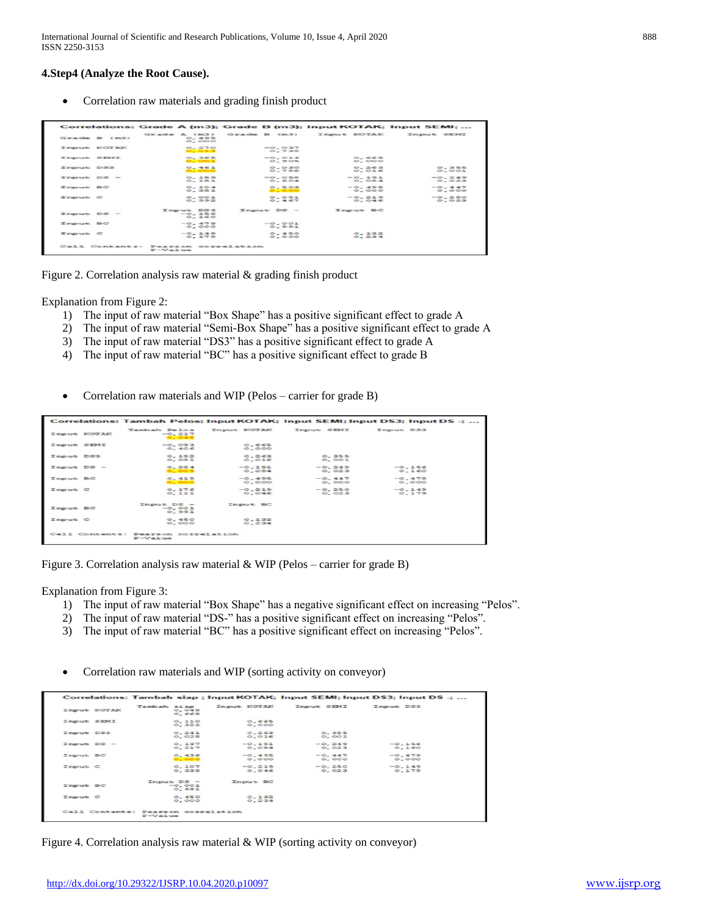**4.Step4 (Analyze the Root Cause).**

- Correlation raw materials and grading finish product

Correlations: Grade A (m3); Grade B (m3); Input KOTAK; Input SEMI; ...

| | Grade A (m3) | Grade B (m3) | Input KOTAK | Input SEMI |
|---|---|---|---|---|
| Grade B (m3) | 0.438<br>0.000 | | | |
| Input KOTAK | 0.270<br>0.013 | -0.037<br>0.738 | | |
| Input SEMI | 0.368<br>0.001 | -0.012<br>0.908 | 0.665<br>0.000 | |
| Input DS3 | 0.461<br>0.000 | 0.030<br>0.786 | 0.263<br>0.016 | 0.355<br>0.001 |
| Input DS - | 0.159<br>0.151 | -0.058<br>0.604 | -0.191<br>0.084 | -0.249<br>0.023 |
| Input BC | 0.104<br>0.351 | 0.603<br>0.000 | -0.495<br>0.000 | -0.447<br>0.000 |
| Input C | 0.001<br>0.992 | 0.081<br>0.467 | -0.219<br>0.046 | -0.250<br>0.023 |

| | Input DS3 | Input DS - | Input BC |
|---|---|---|---|
| Input DS - | -0.156<br>0.160 | | |
| Input BC | -0.479<br>0.000 | -0.001<br>0.991 | |
| Input C | -0.149<br>0.179 | 0.450<br>0.000 | 0.132<br>0.234 |

Cell Contents: Pearson correlation
P-Value

Figure 2. Correlation analysis raw material & grading finish product

Explanation from Figure 2:

1) The input of raw material "Box Shape" has a positive significant effect to grade A
2) The input of raw material "Semi-Box Shape" has a positive significant effect to grade A
3) The input of raw material "DS3" has a positive significant effect to grade A
4) The input of raw material "BC" has a positive significant effect to grade B

- Correlation raw materials and WIP (Pelos – carrier for grade B)

Correlations: Tambah Pelos; Input KOTAK; Input SEMI; Input DS3; Input DS -; ...

| | Tambah Pelos | Input KOTAK | Input SEMI | Input DS3 |
|---|---|---|---|---|
| Input KOTAK | -0.217<br>0.048 | | | |
| Input SEMI | -0.093<br>0.404 | 0.665<br>0.000 | | |
| Input DS3 | 0.192<br>0.081 | 0.263<br>0.016 | 0.355<br>0.001 | |
| Input DS - | 0.284<br>0.009 | -0.191<br>0.084 | -0.249<br>0.023 | -0.156<br>0.160 |
| Input BC | 0.419<br>0.000 | -0.495<br>0.000 | -0.447<br>0.000 | -0.479<br>0.000 |
| Input C | 0.176<br>0.111 | -0.219<br>0.046 | -0.250<br>0.023 | -0.149<br>0.179 |

| | Input DS - | Input BC |
|---|---|---|
| Input BC | -0.001<br>0.991 | |
| Input C | 0.450<br>0.000 | 0.132<br>0.234 |

Cell Contents: Pearson correlation
P-Value

Figure 3. Correlation analysis raw material & WIP (Pelos – carrier for grade B)

Explanation from Figure 3:

1) The input of raw material "Box Shape" has a negative significant effect on increasing "Pelos".
2) The input of raw material "DS-" has a positive significant effect on increasing "Pelos".
3) The input of raw material "BC" has a positive significant effect on increasing "Pelos".

- Correlation raw materials and WIP (sorting activity on conveyor)

Correlations: Tambah siap ; Input KOTAK; Input SEMI; Input DS3; Input DS -; ...

| | Tambah siap | Input KOTAK | Input SEMI | Input DS3 |
|---|---|---|---|---|
| Input KOTAK | 0.049<br>0.660 | | | |
| Input SEMI | 0.110<br>0.322 | 0.665<br>0.000 | | |
| Input DS3 | 0.241<br>0.028 | 0.263<br>0.016 | 0.355<br>0.001 | |
| Input DS - | 0.137<br>0.217 | -0.191<br>0.084 | -0.249<br>0.023 | -0.156<br>0.160 |
| Input BC | 0.436<br>0.000 | -0.495<br>0.000 | -0.447<br>0.000 | -0.479<br>0.000 |
| Input C | 0.107<br>0.338 | -0.219<br>0.046 | -0.250<br>0.023 | -0.149<br>0.179 |

| | Input DS - | Input BC |
|---|---|---|
| Input BC | -0.001<br>0.991 | |
| Input C | 0.450<br>0.000 | 0.132<br>0.234 |

Cell Contents: Pearson correlation
P-Value

Figure 4. Correlation analysis raw material & WIP (sorting activity on conveyor)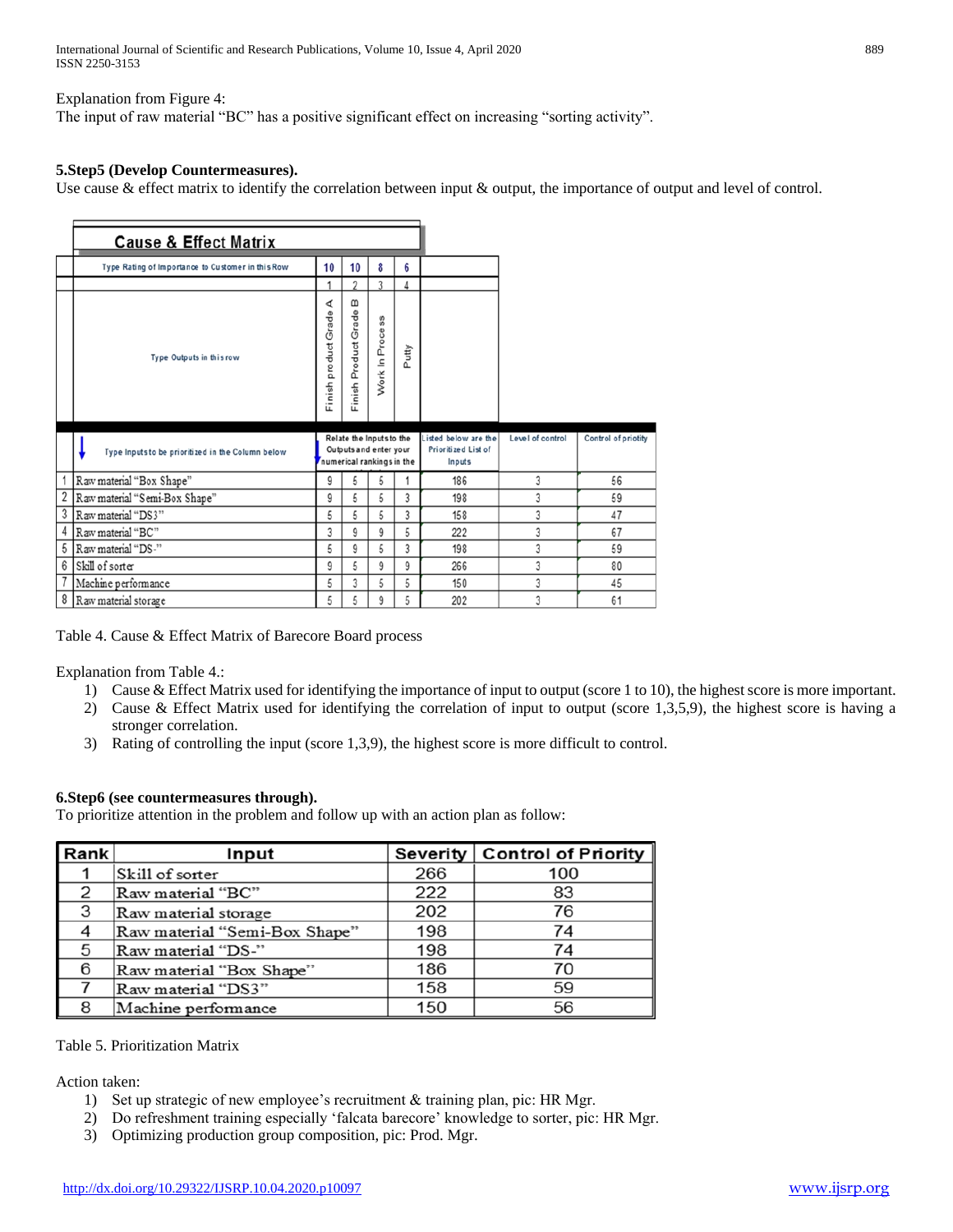Explanation from Figure 4:
The input of raw material "BC" has a positive significant effect on increasing "sorting activity".

**5.Step5 (Develop Countermeasures).**
Use cause & effect matrix to identify the correlation between input & output, the importance of output and level of control.

| | Cause & Effect Matrix | | | | | | | |
|---|---|---|---|---|---|---|---|---|
| | Type Rating of Importance to Customer in this Row | 10 | 10 | 8 | 6 | | | |
| | | 1 | 2 | 3 | 4 | | | |
| | Type Outputs in this row | Finish product Grade A | Finish Product Grade B | Work In Process | Putty | | | |
| | Type Inputs to be prioritized in the Column below | Relate the Inputs to the Outputs and enter your numerical rankings in the | | | | Listed below are the Prioritized List of Inputs | Level of control | Control of priotity |
| 1 | Raw material "Box Shape" | 9 | 5 | 5 | 1 | 186 | 3 | 56 |
| 2 | Raw material "Semi-Box Shape" | 9 | 5 | 5 | 3 | 198 | 3 | 59 |
| 3 | Raw material "DS3" | 5 | 5 | 5 | 3 | 158 | 3 | 47 |
| 4 | Raw material "BC" | 3 | 9 | 9 | 5 | 222 | 3 | 67 |
| 5 | Raw material "DS-" | 5 | 9 | 5 | 3 | 198 | 3 | 59 |
| 6 | Skill of sorter | 9 | 5 | 9 | 9 | 266 | 3 | 80 |
| 7 | Machine performance | 5 | 3 | 5 | 5 | 150 | 3 | 45 |
| 8 | Raw material storage | 5 | 5 | 9 | 5 | 202 | 3 | 61 |

Table 4. Cause & Effect Matrix of Barecore Board process

Explanation from Table 4.:

1) Cause & Effect Matrix used for identifying the importance of input to output (score 1 to 10), the highest score is more important.
2) Cause & Effect Matrix used for identifying the correlation of input to output (score 1,3,5,9), the highest score is having a stronger correlation.
3) Rating of controlling the input (score 1,3,9), the highest score is more difficult to control.

**6.Step6 (see countermeasures through).**
To prioritize attention in the problem and follow up with an action plan as follow:

| Rank | Input | Severity | Control of Priority |
|---|---|---|---|
| 1 | Skill of sorter | 266 | 100 |
| 2 | Raw material "BC" | 222 | 83 |
| 3 | Raw material storage | 202 | 76 |
| 4 | Raw material "Semi-Box Shape" | 198 | 74 |
| 5 | Raw material "DS-" | 198 | 74 |
| 6 | Raw material "Box Shape" | 186 | 70 |
| 7 | Raw material "DS3" | 158 | 59 |
| 8 | Machine performance | 150 | 56 |

Table 5. Prioritization Matrix

Action taken:

1) Set up strategic of new employee's recruitment & training plan, pic: HR Mgr.
2) Do refreshment training especially 'falcata barecore' knowledge to sorter, pic: HR Mgr.
3) Optimizing production group composition, pic: Prod. Mgr.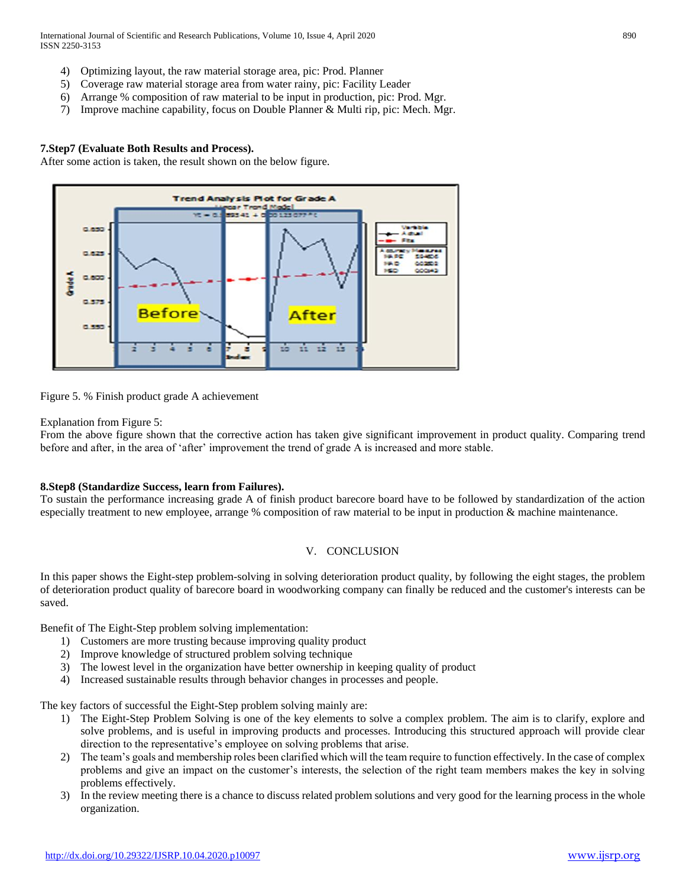4) Optimizing layout, the raw material storage area, pic: Prod. Planner
5) Coverage raw material storage area from water rainy, pic: Facility Leader
6) Arrange % composition of raw material to be input in production, pic: Prod. Mgr.
7) Improve machine capability, focus on Double Planner & Multi rip, pic: Mech. Mgr.

**7.Step7 (Evaluate Both Results and Process).**

After some action is taken, the result shown on the below figure.

Figure 5. % Finish product grade A achievement

Explanation from Figure 5:

From the above figure shown that the corrective action has taken give significant improvement in product quality. Comparing trend before and after, in the area of 'after' improvement the trend of grade A is increased and more stable.

**8.Step8 (Standardize Success, learn from Failures).**

To sustain the performance increasing grade A of finish product barecore board have to be followed by standardization of the action especially treatment to new employee, arrange % composition of raw material to be input in production & machine maintenance.

## V. CONCLUSION

In this paper shows the Eight-step problem-solving in solving deterioration product quality, by following the eight stages, the problem of deterioration product quality of barecore board in woodworking company can finally be reduced and the customer's interests can be saved.

Benefit of The Eight-Step problem solving implementation:

1) Customers are more trusting because improving quality product
2) Improve knowledge of structured problem solving technique
3) The lowest level in the organization have better ownership in keeping quality of product
4) Increased sustainable results through behavior changes in processes and people.

The key factors of successful the Eight-Step problem solving mainly are:

1) The Eight-Step Problem Solving is one of the key elements to solve a complex problem. The aim is to clarify, explore and solve problems, and is useful in improving products and processes. Introducing this structured approach will provide clear direction to the representative's employee on solving problems that arise.
2) The team's goals and membership roles been clarified which will the team require to function effectively. In the case of complex problems and give an impact on the customer's interests, the selection of the right team members makes the key in solving problems effectively.
3) In the review meeting there is a chance to discuss related problem solutions and very good for the learning process in the whole organization.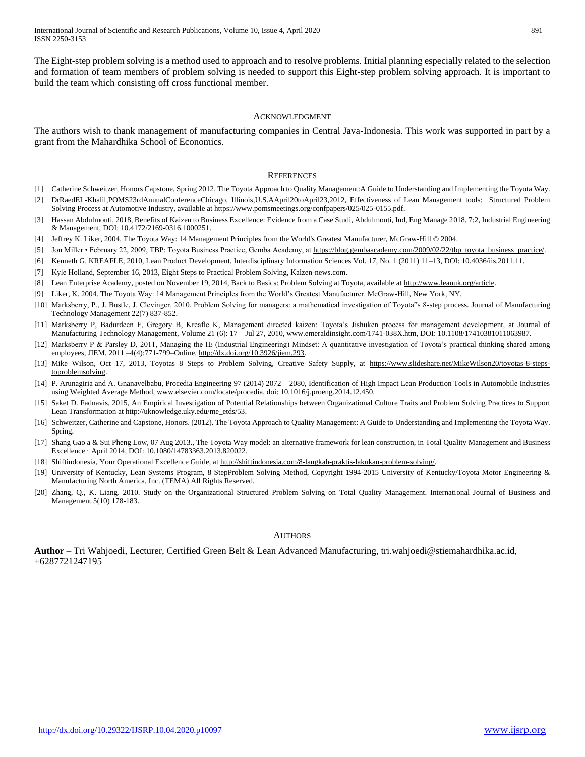The Eight-step problem solving is a method used to approach and to resolve problems. Initial planning especially related to the selection and formation of team members of problem solving is needed to support this Eight-step problem solving approach. It is important to build the team which consisting off cross functional member.

## ACKNOWLEDGMENT

The authors wish to thank management of manufacturing companies in Central Java-Indonesia. This work was supported in part by a grant from the Mahardhika School of Economics.

## REFERENCES

[1] Catherine Schweitzer, Honors Capstone, Spring 2012, The Toyota Approach to Quality Management:A Guide to Understanding and Implementing the Toyota Way.

[2] DrRaedEL-Khalil,POMS23rdAnnualConferenceChicago, Illinois,U.S.AApril20toApril23,2012, Effectiveness of Lean Management tools: Structured Problem Solving Process at Automotive Industry, available at https://www.pomsmeetings.org/confpapers/025/025-0155.pdf.

[3] Hassan Abdulmouti, 2018, Benefits of Kaizen to Business Excellence: Evidence from a Case Studi, Abdulmouti, Ind, Eng Manage 2018, 7:2, Industrial Engineering & Management, DOI: 10.4172/2169-0316.1000251.

[4] Jeffrey K. Liker, 2004, The Toyota Way: 14 Management Principles from the World's Greatest Manufacturer, McGraw-Hill © 2004.

[5] Jon Miller • February 22, 2009, TBP: Toyota Business Practice, Gemba Academy, at https://blog.gembaacademy.com/2009/02/22/tbp_toyota_business_practice/.

[6] Kenneth G. KREAFLE, 2010, Lean Product Development, Interdisciplinary Information Sciences Vol. 17, No. 1 (2011) 11–13, DOI: 10.4036/iis.2011.11.

[7] Kyle Holland, September 16, 2013, Eight Steps to Practical Problem Solving, Kaizen-news.com.

[8] Lean Enterprise Academy, posted on November 19, 2014, Back to Basics: Problem Solving at Toyota, available at http://www.leanuk.org/article.

[9] Liker, K. 2004. The Toyota Way: 14 Management Principles from the World's Greatest Manufacturer. McGraw-Hill, New York, NY.

[10] Marksberry, P., J. Bustle, J. Clevinger. 2010. Problem Solving for managers: a mathematical investigation of Toyota"s 8-step process. Journal of Manufacturing Technology Management 22(7) 837-852.

[11] Marksberry P, Badurdeen F, Gregory B, Kreafle K, Management directed kaizen: Toyota's Jishuken process for management development, at Journal of Manufacturing Technology Management, Volume 21 (6): 17 – Jul 27, 2010, www.emeraldinsight.com/1741-038X.htm, DOI: 10.1108/17410381011063987.

[12] Marksberry P & Parsley D, 2011, Managing the IE (Industrial Engineering) Mindset: A quantitative investigation of Toyota's practical thinking shared among employees, JIEM, 2011 –4(4):771-799–Online, http://dx.doi.org/10.3926/jiem.293.

[13] Mike Wilson, Oct 17, 2013, Toyotas 8 Steps to Problem Solving, Creative Safety Supply, at https://www.slideshare.net/MikeWilson20/toyotas-8-steps-toproblemsolving.

[14] P. Arunagiria and A. Gnanavelbabu, Procedia Engineering 97 (2014) 2072 – 2080, Identification of High Impact Lean Production Tools in Automobile Industries using Weighted Average Method, www.elsevier.com/locate/procedia, doi: 10.1016/j.proeng.2014.12.450.

[15] Saket D. Fadnavis, 2015, An Empirical Investigation of Potential Relationships between Organizational Culture Traits and Problem Solving Practices to Support Lean Transformation at http://uknowledge.uky.edu/me_etds/53.

[16] Schweitzer, Catherine and Capstone, Honors. (2012). The Toyota Approach to Quality Management: A Guide to Understanding and Implementing the Toyota Way. Spring.

[17] Shang Gao a & Sui Pheng Low, 07 Aug 2013., The Toyota Way model: an alternative framework for lean construction, in Total Quality Management and Business Excellence · April 2014, DOI: 10.1080/14783363.2013.820022.

[18] Shiftindonesia, Your Operational Excellence Guide, at http://shiftindonesia.com/8-langkah-praktis-lakukan-problem-solving/.

[19] University of Kentucky, Lean Systems Program, 8 StepProblem Solving Method, Copyright 1994-2015 University of Kentucky/Toyota Motor Engineering & Manufacturing North America, Inc. (TEMA) All Rights Reserved.

[20] Zhang, Q., K. Liang. 2010. Study on the Organizational Structured Problem Solving on Total Quality Management. International Journal of Business and Management 5(10) 178-183.

## AUTHORS

**Author** – Tri Wahjoedi, Lecturer, Certified Green Belt & Lean Advanced Manufacturing, tri.wahjoedi@stiemahardhika.ac.id, +6287721247195